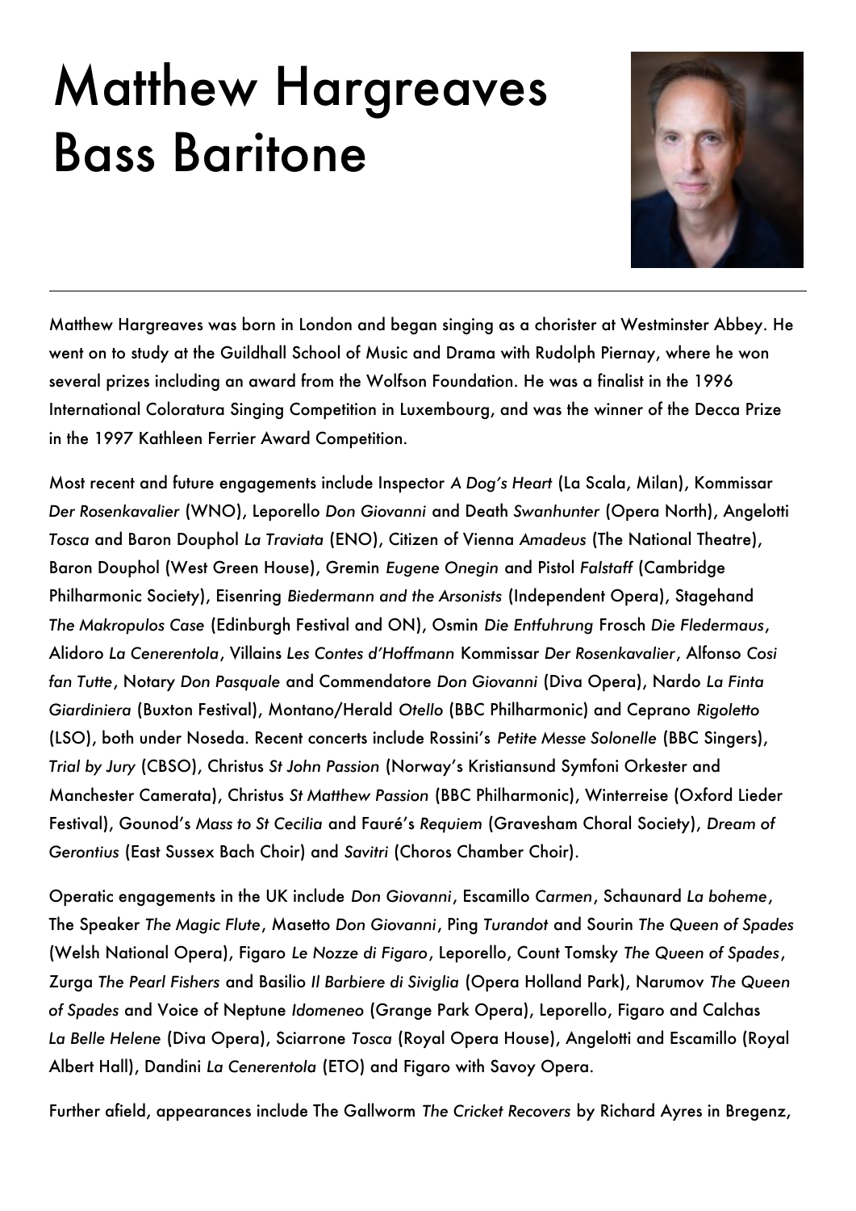# Matthew Hargreaves
# Bass Baritone

---

Matthew Hargreaves was born in London and began singing as a chorister at Westminster Abbey. He went on to study at the Guildhall School of Music and Drama with Rudolph Piernay, where he won several prizes including an award from the Wolfson Foundation. He was a finalist in the 1996 International Coloratura Singing Competition in Luxembourg, and was the winner of the Decca Prize in the 1997 Kathleen Ferrier Award Competition.

Most recent and future engagements include Inspector *A Dog's Heart* (La Scala, Milan), Kommissar *Der Rosenkavalier* (WNO), Leporello *Don Giovanni* and Death *Swanhunter* (Opera North), Angelotti *Tosca* and Baron Douphol *La Traviata* (ENO), Citizen of Vienna *Amadeus* (The National Theatre), Baron Douphol (West Green House), Gremin *Eugene Onegin* and Pistol *Falstaff* (Cambridge Philharmonic Society), Eisenring *Biedermann and the Arsonists* (Independent Opera), Stagehand *The Makropulos Case* (Edinburgh Festival and ON), Osmin *Die Entfuhrung* Frosch *Die Fledermaus*, Alidoro *La Cenerentola*, Villains *Les Contes d'Hoffmann* Kommissar *Der Rosenkavalier*, Alfonso *Cosi fan Tutte*, Notary *Don Pasquale* and Commendatore *Don Giovanni* (Diva Opera), Nardo *La Finta Giardiniera* (Buxton Festival), Montano/Herald *Otello* (BBC Philharmonic) and Ceprano *Rigoletto* (LSO), both under Noseda. Recent concerts include Rossini's *Petite Messe Solonelle* (BBC Singers), *Trial by Jury* (CBSO), Christus *St John Passion* (Norway's Kristiansund Symfoni Orkester and Manchester Camerata), Christus *St Matthew Passion* (BBC Philharmonic), Winterreise (Oxford Lieder Festival), Gounod's *Mass to St Cecilia* and Fauré's *Requiem* (Gravesham Choral Society), *Dream of Gerontius* (East Sussex Bach Choir) and *Savitri* (Choros Chamber Choir).

Operatic engagements in the UK include *Don Giovanni*, Escamillo *Carmen*, Schaunard *La boheme*, The Speaker *The Magic Flute*, Masetto *Don Giovanni*, Ping *Turandot* and Sourin *The Queen of Spades* (Welsh National Opera), Figaro *Le Nozze di Figaro*, Leporello, Count Tomsky *The Queen of Spades*, Zurga *The Pearl Fishers* and Basilio *Il Barbiere di Siviglia* (Opera Holland Park), Narumov *The Queen of Spades* and Voice of Neptune *Idomeneo* (Grange Park Opera), Leporello, Figaro and Calchas *La Belle Helene* (Diva Opera), Sciarrone *Tosca* (Royal Opera House), Angelotti and Escamillo (Royal Albert Hall), Dandini *La Cenerentola* (ETO) and Figaro with Savoy Opera.

Further afield, appearances include The Gallworm *The Cricket Recovers* by Richard Ayres in Bregenz,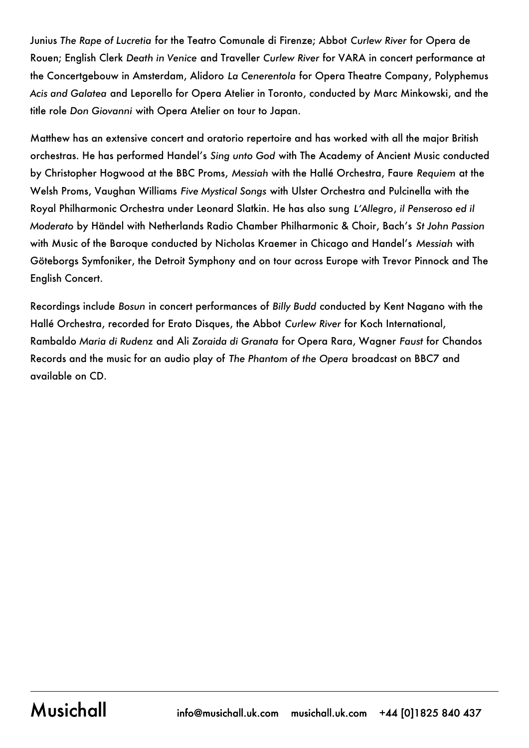Junius *The Rape of Lucretia* for the Teatro Comunale di Firenze; Abbot *Curlew River* for Opera de Rouen; English Clerk *Death in Venice* and Traveller *Curlew River* for VARA in concert performance at the Concertgebouw in Amsterdam, Alidoro *La Cenerentola* for Opera Theatre Company, Polyphemus *Acis and Galatea* and Leporello for Opera Atelier in Toronto, conducted by Marc Minkowski, and the title role *Don Giovanni* with Opera Atelier on tour to Japan.

Matthew has an extensive concert and oratorio repertoire and has worked with all the major British orchestras. He has performed Handel's *Sing unto God* with The Academy of Ancient Music conducted by Christopher Hogwood at the BBC Proms, *Messiah* with the Hallé Orchestra, Faure *Requiem* at the Welsh Proms, Vaughan Williams *Five Mystical Songs* with Ulster Orchestra and Pulcinella with the Royal Philharmonic Orchestra under Leonard Slatkin. He has also sung *L'Allegro*, *il Penseroso ed il Moderato* by Händel with Netherlands Radio Chamber Philharmonic & Choir, Bach's *St John Passion* with Music of the Baroque conducted by Nicholas Kraemer in Chicago and Handel's *Messiah* with Göteborgs Symfoniker, the Detroit Symphony and on tour across Europe with Trevor Pinnock and The English Concert.

Recordings include *Bosun* in concert performances of *Billy Budd* conducted by Kent Nagano with the Hallé Orchestra, recorded for Erato Disques, the Abbot *Curlew River* for Koch International, Rambaldo *Maria di Rudenz* and Ali *Zoraida di Granata* for Opera Rara, Wagner *Faust* for Chandos Records and the music for an audio play of *The Phantom of the Opera* broadcast on BBC7 and available on CD.